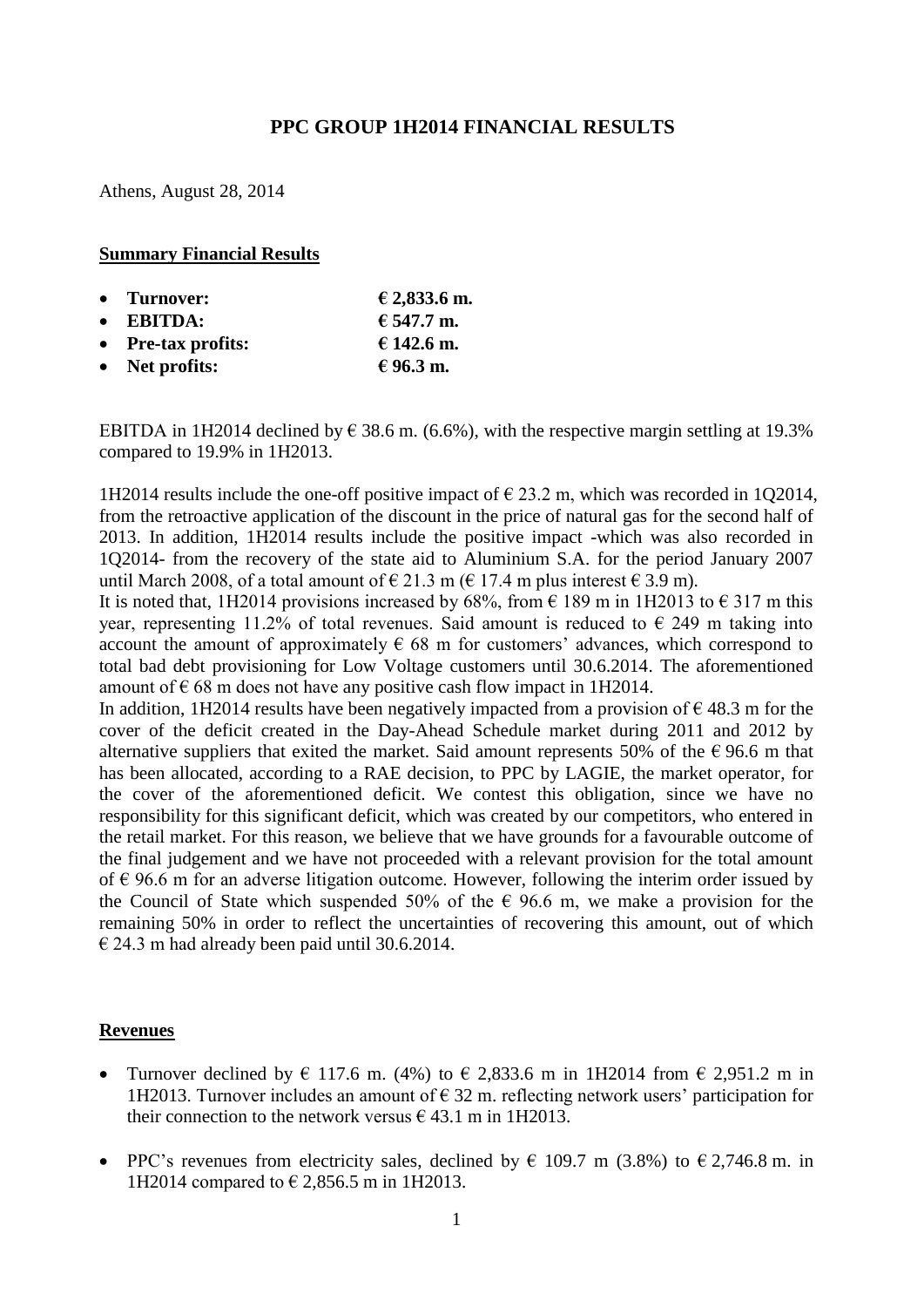# PPC GROUP 1H2014 FINANCIAL RESULTS

Athens, August 28, 2014

## Summary Financial Results

- **Turnover:** **€ 2,833.6 m.**
- **EBITDA:** **€ 547.7 m.**
- **Pre-tax profits:** **€ 142.6 m.**
- **Net profits:** **€ 96.3 m.**

EBITDA in 1H2014 declined by € 38.6 m. (6.6%), with the respective margin settling at 19.3% compared to 19.9% in 1H2013.

1H2014 results include the one-off positive impact of € 23.2 m, which was recorded in 1Q2014, from the retroactive application of the discount in the price of natural gas for the second half of 2013. In addition, 1H2014 results include the positive impact -which was also recorded in 1Q2014- from the recovery of the state aid to Aluminium S.A. for the period January 2007 until March 2008, of a total amount of € 21.3 m (€ 17.4 m plus interest € 3.9 m).

It is noted that, 1H2014 provisions increased by 68%, from € 189 m in 1H2013 to € 317 m this year, representing 11.2% of total revenues. Said amount is reduced to € 249 m taking into account the amount of approximately € 68 m for customers' advances, which correspond to total bad debt provisioning for Low Voltage customers until 30.6.2014. The aforementioned amount of € 68 m does not have any positive cash flow impact in 1H2014.

In addition, 1H2014 results have been negatively impacted from a provision of € 48.3 m for the cover of the deficit created in the Day-Ahead Schedule market during 2011 and 2012 by alternative suppliers that exited the market. Said amount represents 50% of the € 96.6 m that has been allocated, according to a RAE decision, to PPC by LAGIE, the market operator, for the cover of the aforementioned deficit. We contest this obligation, since we have no responsibility for this significant deficit, which was created by our competitors, who entered in the retail market. For this reason, we believe that we have grounds for a favourable outcome of the final judgement and we have not proceeded with a relevant provision for the total amount of € 96.6 m for an adverse litigation outcome. However, following the interim order issued by the Council of State which suspended 50% of the € 96.6 m, we make a provision for the remaining 50% in order to reflect the uncertainties of recovering this amount, out of which € 24.3 m had already been paid until 30.6.2014.

## Revenues

- Turnover declined by € 117.6 m. (4%) to € 2,833.6 m in 1H2014 from € 2,951.2 m in 1H2013. Turnover includes an amount of € 32 m. reflecting network users' participation for their connection to the network versus € 43.1 m in 1H2013.

- PPC's revenues from electricity sales, declined by € 109.7 m (3.8%) to € 2,746.8 m. in 1H2014 compared to € 2,856.5 m in 1H2013.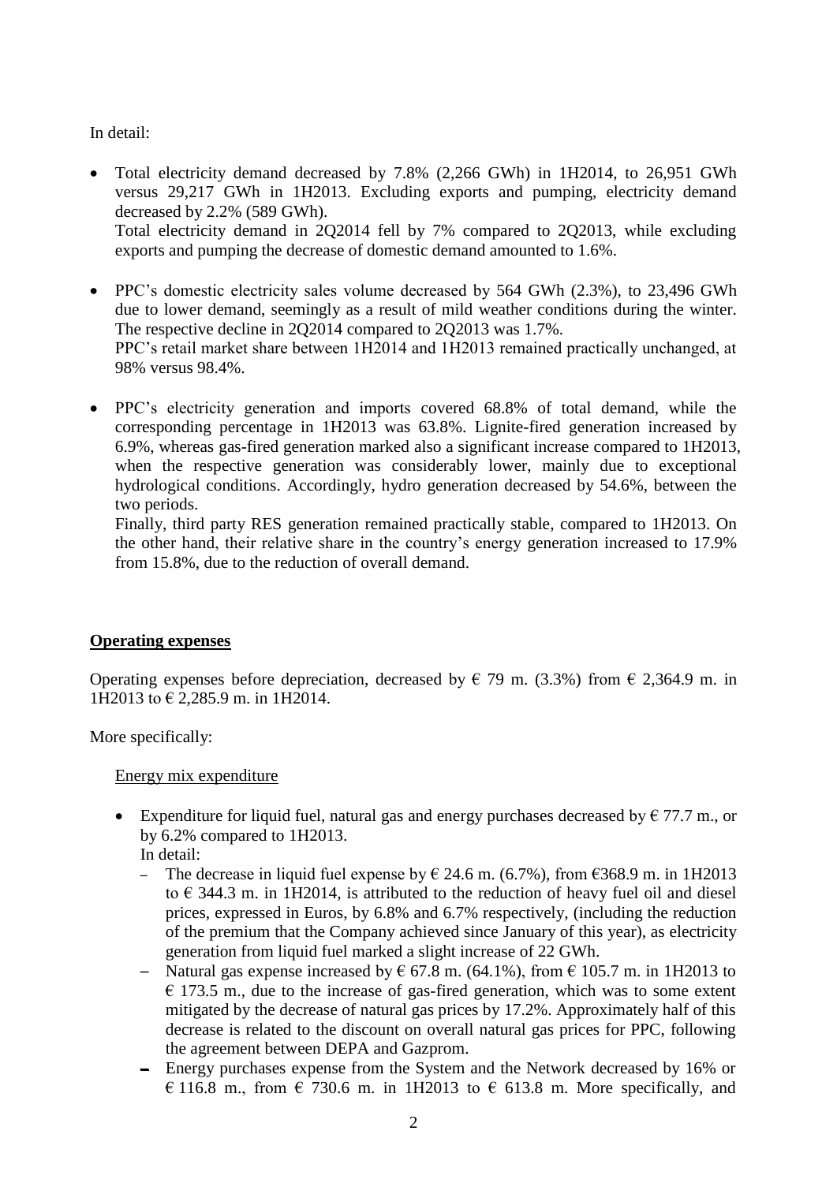In detail:

- Total electricity demand decreased by 7.8% (2,266 GWh) in 1H2014, to 26,951 GWh versus 29,217 GWh in 1H2013. Excluding exports and pumping, electricity demand decreased by 2.2% (589 GWh).
  Total electricity demand in 2Q2014 fell by 7% compared to 2Q2013, while excluding exports and pumping the decrease of domestic demand amounted to 1.6%.

- PPC's domestic electricity sales volume decreased by 564 GWh (2.3%), to 23,496 GWh due to lower demand, seemingly as a result of mild weather conditions during the winter. The respective decline in 2Q2014 compared to 2Q2013 was 1.7%.
  PPC's retail market share between 1H2014 and 1H2013 remained practically unchanged, at 98% versus 98.4%.

- PPC's electricity generation and imports covered 68.8% of total demand, while the corresponding percentage in 1H2013 was 63.8%. Lignite-fired generation increased by 6.9%, whereas gas-fired generation marked also a significant increase compared to 1H2013, when the respective generation was considerably lower, mainly due to exceptional hydrological conditions. Accordingly, hydro generation decreased by 54.6%, between the two periods.
  Finally, third party RES generation remained practically stable, compared to 1H2013. On the other hand, their relative share in the country's energy generation increased to 17.9% from 15.8%, due to the reduction of overall demand.

## **Operating expenses**

Operating expenses before depreciation, decreased by € 79 m. (3.3%) from € 2,364.9 m. in 1H2013 to € 2,285.9 m. in 1H2014.

More specifically:

Energy mix expenditure

- Expenditure for liquid fuel, natural gas and energy purchases decreased by € 77.7 m., or by 6.2% compared to 1H2013.
  In detail:
  - The decrease in liquid fuel expense by € 24.6 m. (6.7%), from €368.9 m. in 1H2013 to € 344.3 m. in 1H2014, is attributed to the reduction of heavy fuel oil and diesel prices, expressed in Euros, by 6.8% and 6.7% respectively, (including the reduction of the premium that the Company achieved since January of this year), as electricity generation from liquid fuel marked a slight increase of 22 GWh.
  - Natural gas expense increased by € 67.8 m. (64.1%), from € 105.7 m. in 1H2013 to € 173.5 m., due to the increase of gas-fired generation, which was to some extent mitigated by the decrease of natural gas prices by 17.2%. Approximately half of this decrease is related to the discount on overall natural gas prices for PPC, following the agreement between DEPA and Gazprom.
  - Energy purchases expense from the System and the Network decreased by 16% or € 116.8 m., from € 730.6 m. in 1H2013 to € 613.8 m. More specifically, and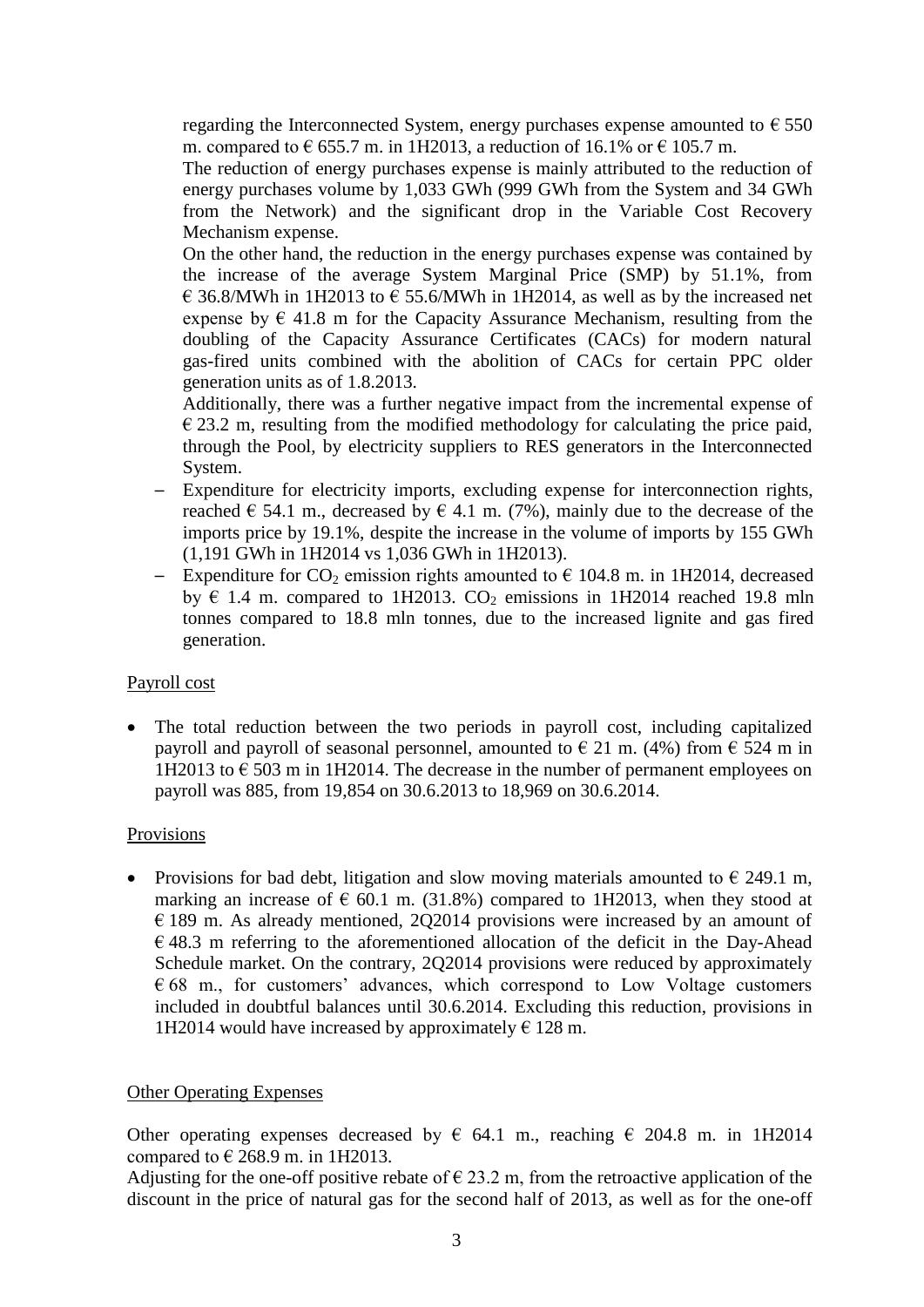regarding the Interconnected System, energy purchases expense amounted to € 550 m. compared to € 655.7 m. in 1H2013, a reduction of 16.1% or € 105.7 m.

The reduction of energy purchases expense is mainly attributed to the reduction of energy purchases volume by 1,033 GWh (999 GWh from the System and 34 GWh from the Network) and the significant drop in the Variable Cost Recovery Mechanism expense.

On the other hand, the reduction in the energy purchases expense was contained by the increase of the average System Marginal Price (SMP) by 51.1%, from € 36.8/MWh in 1H2013 to € 55.6/MWh in 1H2014, as well as by the increased net expense by € 41.8 m for the Capacity Assurance Mechanism, resulting from the doubling of the Capacity Assurance Certificates (CACs) for modern natural gas-fired units combined with the abolition of CACs for certain PPC older generation units as of 1.8.2013.

Additionally, there was a further negative impact from the incremental expense of € 23.2 m, resulting from the modified methodology for calculating the price paid, through the Pool, by electricity suppliers to RES generators in the Interconnected System.

- Expenditure for electricity imports, excluding expense for interconnection rights, reached € 54.1 m., decreased by € 4.1 m. (7%), mainly due to the decrease of the imports price by 19.1%, despite the increase in the volume of imports by 155 GWh (1,191 GWh in 1H2014 vs 1,036 GWh in 1H2013).
- Expenditure for $CO_2$ emission rights amounted to € 104.8 m. in 1H2014, decreased by € 1.4 m. compared to 1H2013. $CO_2$ emissions in 1H2014 reached 19.8 mln tonnes compared to 18.8 mln tonnes, due to the increased lignite and gas fired generation.

Payroll cost

- The total reduction between the two periods in payroll cost, including capitalized payroll and payroll of seasonal personnel, amounted to € 21 m. (4%) from € 524 m in 1H2013 to € 503 m in 1H2014. The decrease in the number of permanent employees on payroll was 885, from 19,854 on 30.6.2013 to 18,969 on 30.6.2014.

Provisions

- Provisions for bad debt, litigation and slow moving materials amounted to € 249.1 m, marking an increase of € 60.1 m. (31.8%) compared to 1H2013, when they stood at € 189 m. As already mentioned, 2Q2014 provisions were increased by an amount of € 48.3 m referring to the aforementioned allocation of the deficit in the Day-Ahead Schedule market. On the contrary, 2Q2014 provisions were reduced by approximately € 68 m., for customers' advances, which correspond to Low Voltage customers included in doubtful balances until 30.6.2014. Excluding this reduction, provisions in 1H2014 would have increased by approximately € 128 m.

Other Operating Expenses

Other operating expenses decreased by € 64.1 m., reaching € 204.8 m. in 1H2014 compared to € 268.9 m. in 1H2013.

Adjusting for the one-off positive rebate of € 23.2 m, from the retroactive application of the discount in the price of natural gas for the second half of 2013, as well as for the one-off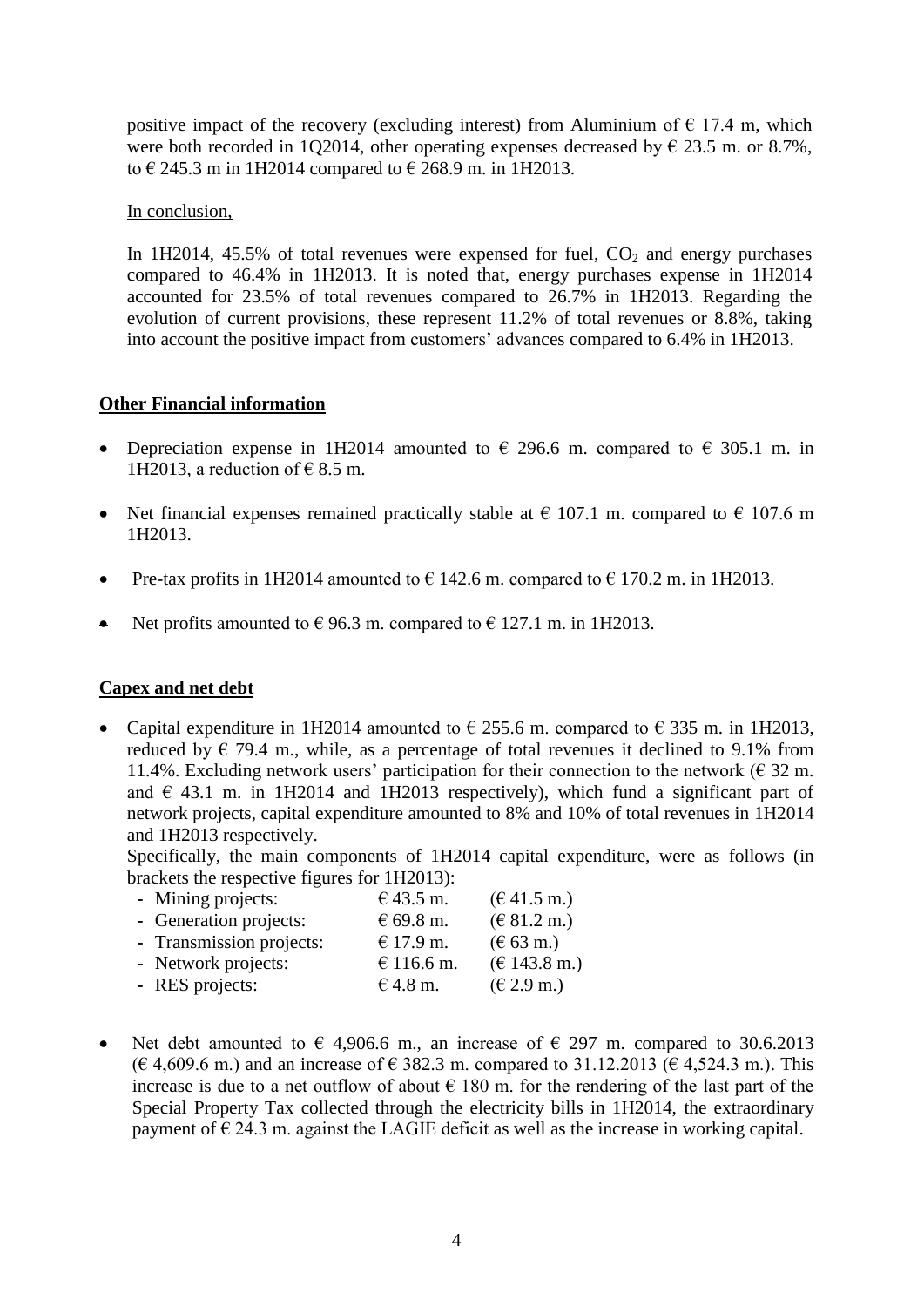positive impact of the recovery (excluding interest) from Aluminium of € 17.4 m, which were both recorded in 1Q2014, other operating expenses decreased by € 23.5 m. or 8.7%, to € 245.3 m in 1H2014 compared to € 268.9 m. in 1H2013.

In conclusion,

In 1H2014, 45.5% of total revenues were expensed for fuel, $CO_2$ and energy purchases compared to 46.4% in 1H2013. It is noted that, energy purchases expense in 1H2014 accounted for 23.5% of total revenues compared to 26.7% in 1H2013. Regarding the evolution of current provisions, these represent 11.2% of total revenues or 8.8%, taking into account the positive impact from customers' advances compared to 6.4% in 1H2013.

## Other Financial information

- Depreciation expense in 1H2014 amounted to € 296.6 m. compared to € 305.1 m. in 1H2013, a reduction of € 8.5 m.
- Net financial expenses remained practically stable at € 107.1 m. compared to € 107.6 m 1H2013.
- Pre-tax profits in 1H2014 amounted to € 142.6 m. compared to € 170.2 m. in 1H2013.
- Net profits amounted to € 96.3 m. compared to € 127.1 m. in 1H2013.

## Capex and net debt

- Capital expenditure in 1H2014 amounted to € 255.6 m. compared to € 335 m. in 1H2013, reduced by € 79.4 m., while, as a percentage of total revenues it declined to 9.1% from 11.4%. Excluding network users' participation for their connection to the network (€ 32 m. and € 43.1 m. in 1H2014 and 1H2013 respectively), which fund a significant part of network projects, capital expenditure amounted to 8% and 10% of total revenues in 1H2014 and 1H2013 respectively.

  Specifically, the main components of 1H2014 capital expenditure, were as follows (in brackets the respective figures for 1H2013):

  - Mining projects: € 43.5 m. (€ 41.5 m.)
  - Generation projects: € 69.8 m. (€ 81.2 m.)
  - Transmission projects: € 17.9 m. (€ 63 m.)
  - Network projects: € 116.6 m. (€ 143.8 m.)
  - RES projects: € 4.8 m. (€ 2.9 m.)

- Net debt amounted to € 4,906.6 m., an increase of € 297 m. compared to 30.6.2013 (€ 4,609.6 m.) and an increase of € 382.3 m. compared to 31.12.2013 (€ 4,524.3 m.). This increase is due to a net outflow of about € 180 m. for the rendering of the last part of the Special Property Tax collected through the electricity bills in 1H2014, the extraordinary payment of € 24.3 m. against the LAGIE deficit as well as the increase in working capital.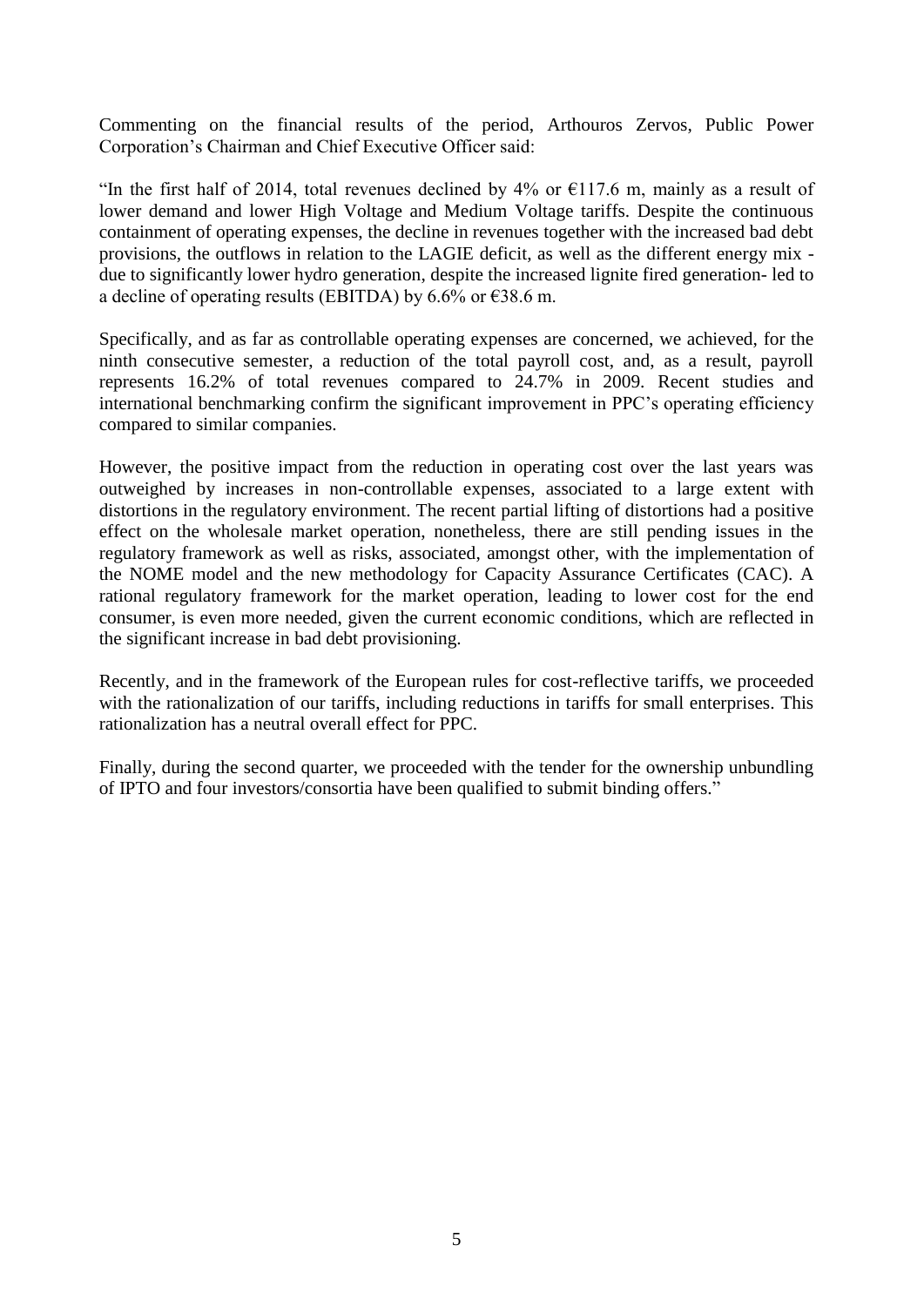Commenting on the financial results of the period, Arthouros Zervos, Public Power Corporation's Chairman and Chief Executive Officer said:

"In the first half of 2014, total revenues declined by 4% or €117.6 m, mainly as a result of lower demand and lower High Voltage and Medium Voltage tariffs. Despite the continuous containment of operating expenses, the decline in revenues together with the increased bad debt provisions, the outflows in relation to the LAGIE deficit, as well as the different energy mix - due to significantly lower hydro generation, despite the increased lignite fired generation- led to a decline of operating results (EBITDA) by 6.6% or €38.6 m.

Specifically, and as far as controllable operating expenses are concerned, we achieved, for the ninth consecutive semester, a reduction of the total payroll cost, and, as a result, payroll represents 16.2% of total revenues compared to 24.7% in 2009. Recent studies and international benchmarking confirm the significant improvement in PPC's operating efficiency compared to similar companies.

However, the positive impact from the reduction in operating cost over the last years was outweighed by increases in non-controllable expenses, associated to a large extent with distortions in the regulatory environment. The recent partial lifting of distortions had a positive effect on the wholesale market operation, nonetheless, there are still pending issues in the regulatory framework as well as risks, associated, amongst other, with the implementation of the NOME model and the new methodology for Capacity Assurance Certificates (CAC). A rational regulatory framework for the market operation, leading to lower cost for the end consumer, is even more needed, given the current economic conditions, which are reflected in the significant increase in bad debt provisioning.

Recently, and in the framework of the European rules for cost-reflective tariffs, we proceeded with the rationalization of our tariffs, including reductions in tariffs for small enterprises. This rationalization has a neutral overall effect for PPC.

Finally, during the second quarter, we proceeded with the tender for the ownership unbundling of IPTO and four investors/consortia have been qualified to submit binding offers."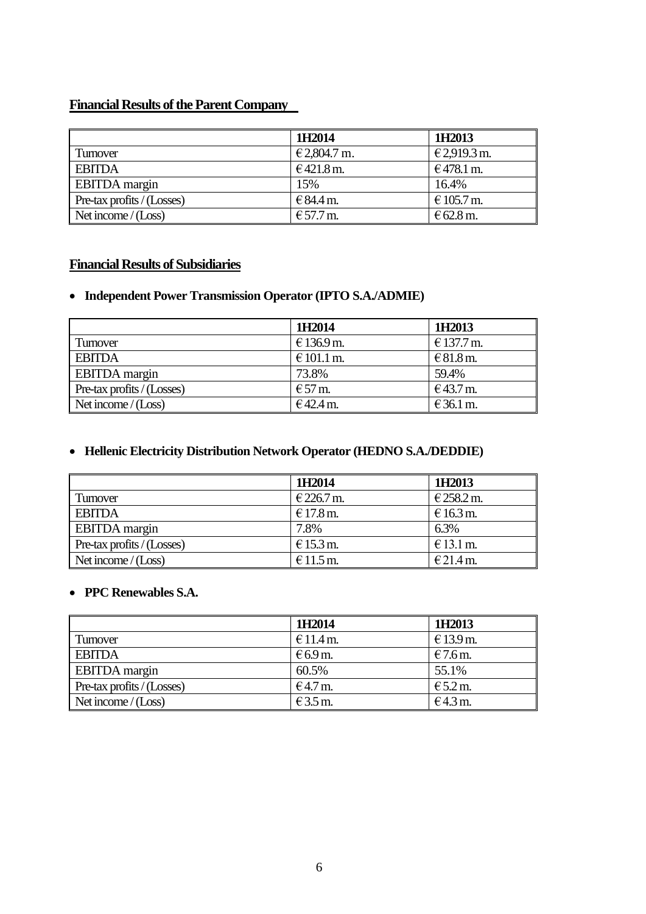## **Financial Results of the Parent Company**

| | **1H2014** | **1H2013** |
|---|---|---|
| Turnover | € 2,804.7 m. | € 2,919.3 m. |
| EBITDA | € 421.8 m. | € 478.1 m. |
| EBITDA margin | 15% | 16.4% |
| Pre-tax profits / (Losses) | € 84.4 m. | € 105.7 m. |
| Net income / (Loss) | € 57.7 m. | € 62.8 m. |

## **Financial Results of Subsidiaries**

- **Independent Power Transmission Operator (IPTO S.A./ADMIE)**

| | **1H2014** | **1H2013** |
|---|---|---|
| Turnover | € 136.9 m. | € 137.7 m. |
| EBITDA | € 101.1 m. | € 81.8 m. |
| EBITDA margin | 73.8% | 59.4% |
| Pre-tax profits / (Losses) | € 57 m. | € 43.7 m. |
| Net income / (Loss) | € 42.4 m. | € 36.1 m. |

- **Hellenic Electricity Distribution Network Operator (HEDNO S.A./DEDDIE)**

| | **1H2014** | **1H2013** |
|---|---|---|
| Turnover | € 226.7 m. | € 258.2 m. |
| EBITDA | € 17.8 m. | € 16.3 m. |
| EBITDA margin | 7.8% | 6.3% |
| Pre-tax profits / (Losses) | € 15.3 m. | € 13.1 m. |
| Net income / (Loss) | € 11.5 m. | € 21.4 m. |

- **PPC Renewables S.A.**

| | **1H2014** | **1H2013** |
|---|---|---|
| Turnover | € 11.4 m. | € 13.9 m. |
| EBITDA | € 6.9 m. | € 7.6 m. |
| EBITDA margin | 60.5% | 55.1% |
| Pre-tax profits / (Losses) | € 4.7 m. | € 5.2 m. |
| Net income / (Loss) | € 3.5 m. | € 4.3 m. |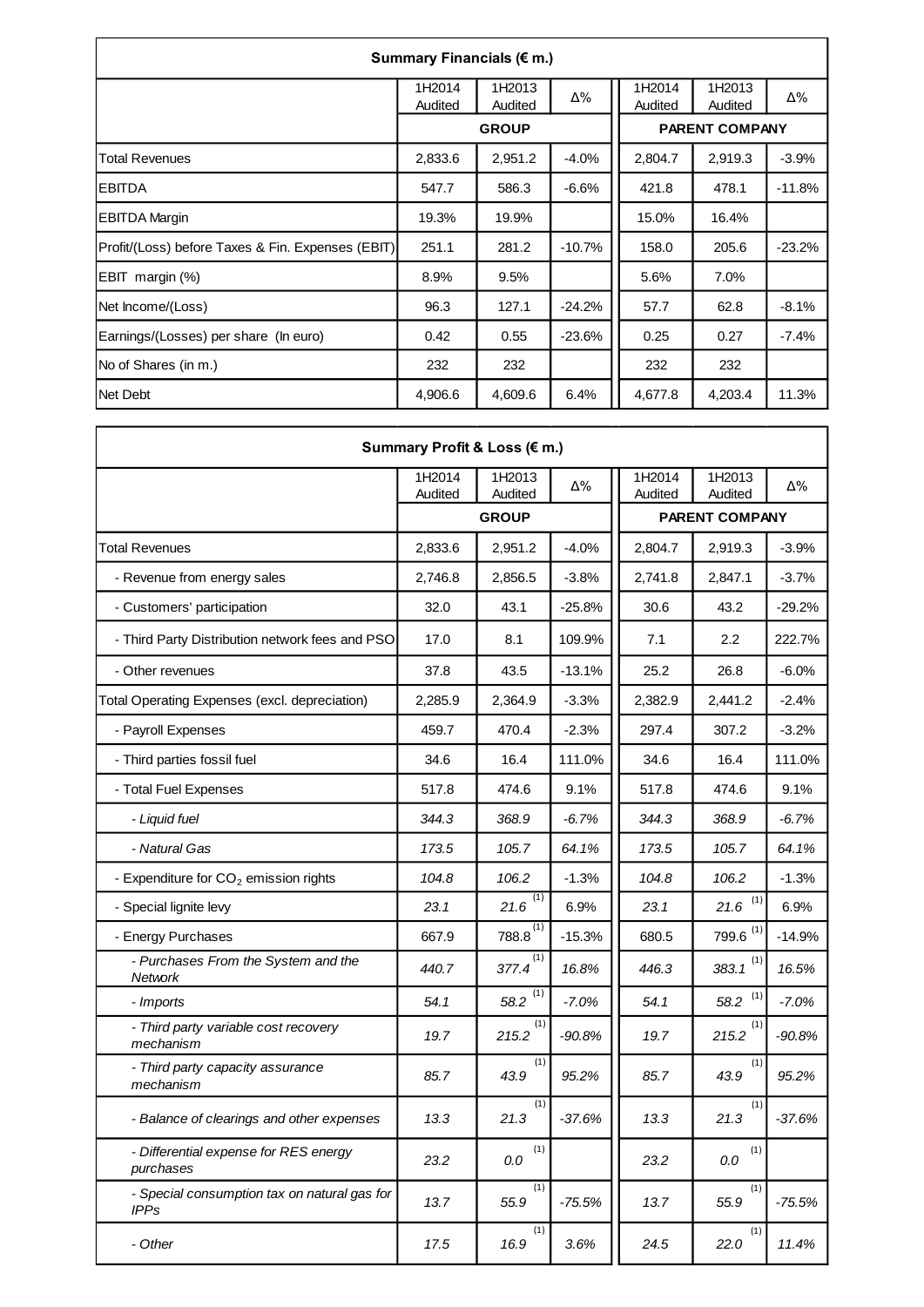| Summary Financials (€ m.) | | | | | | |
|---|---|---|---|---|---|---|
| | 1H2014 Audited | 1H2013 Audited | Δ% | 1H2014 Audited | 1H2013 Audited | Δ% |
| | GROUP | | | PARENT COMPANY | | |
| Total Revenues | 2,833.6 | 2,951.2 | -4.0% | 2,804.7 | 2,919.3 | -3.9% |
| EBITDA | 547.7 | 586.3 | -6.6% | 421.8 | 478.1 | -11.8% |
| EBITDA Margin | 19.3% | 19.9% | | 15.0% | 16.4% | |
| Profit/(Loss) before Taxes & Fin. Expenses (EBIT) | 251.1 | 281.2 | -10.7% | 158.0 | 205.6 | -23.2% |
| EBIT margin (%) | 8.9% | 9.5% | | 5.6% | 7.0% | |
| Net Income/(Loss) | 96.3 | 127.1 | -24.2% | 57.7 | 62.8 | -8.1% |
| Earnings/(Losses) per share (In euro) | 0.42 | 0.55 | -23.6% | 0.25 | 0.27 | -7.4% |
| No of Shares (in m.) | 232 | 232 | | 232 | 232 | |
| Net Debt | 4,906.6 | 4,609.6 | 6.4% | 4,677.8 | 4,203.4 | 11.3% |

| Summary Profit & Loss (€ m.) | | | | | | |
|---|---|---|---|---|---|---|
| | 1H2014 Audited | 1H2013 Audited | Δ% | 1H2014 Audited | 1H2013 Audited | Δ% |
| | GROUP | | | PARENT COMPANY | | |
| Total Revenues | 2,833.6 | 2,951.2 | -4.0% | 2,804.7 | 2,919.3 | -3.9% |
| - Revenue from energy sales | 2,746.8 | 2,856.5 | -3.8% | 2,741.8 | 2,847.1 | -3.7% |
| - Customers' participation | 32.0 | 43.1 | -25.8% | 30.6 | 43.2 | -29.2% |
| - Third Party Distribution network fees and PSO | 17.0 | 8.1 | 109.9% | 7.1 | 2.2 | 222.7% |
| - Other revenues | 37.8 | 43.5 | -13.1% | 25.2 | 26.8 | -6.0% |
| Total Operating Expenses (excl. depreciation) | 2,285.9 | 2,364.9 | -3.3% | 2,382.9 | 2,441.2 | -2.4% |
| - Payroll Expenses | 459.7 | 470.4 | -2.3% | 297.4 | 307.2 | -3.2% |
| - Third parties fossil fuel | 34.6 | 16.4 | 111.0% | 34.6 | 16.4 | 111.0% |
| - Total Fuel Expenses | 517.8 | 474.6 | 9.1% | 517.8 | 474.6 | 9.1% |
| *- Liquid fuel* | *344.3* | *368.9* | *-6.7%* | *344.3* | *368.9* | *-6.7%* |
| *- Natural Gas* | *173.5* | *105.7* | *64.1%* | *173.5* | *105.7* | *64.1%* |
| - Expenditure for $CO_2$ emission rights | *104.8* | *106.2* | -1.3% | *104.8* | *106.2* | -1.3% |
| - Special lignite levy | *23.1* | *21.6* (1) | 6.9% | *23.1* | *21.6* (1) | 6.9% |
| - Energy Purchases | 667.9 | 788.8 (1) | -15.3% | 680.5 | 799.6 (1) | -14.9% |
| *- Purchases From the System and the Network* | *440.7* | *377.4* (1) | *16.8%* | *446.3* | *383.1* (1) | *16.5%* |
| *- Imports* | *54.1* | *58.2* (1) | *-7.0%* | *54.1* | *58.2* (1) | *-7.0%* |
| *- Third party variable cost recovery mechanism* | *19.7* | *215.2* (1) | *-90.8%* | *19.7* | *215.2* (1) | *-90.8%* |
| *- Third party capacity assurance mechanism* | *85.7* | *43.9* (1) | *95.2%* | *85.7* | *43.9* (1) | *95.2%* |
| *- Balance of clearings and other expenses* | *13.3* | *21.3* (1) | *-37.6%* | *13.3* | *21.3* (1) | *-37.6%* |
| *- Differential expense for RES energy purchases* | *23.2* | *0.0* (1) | | *23.2* | *0.0* (1) | |
| *- Special consumption tax on natural gas for IPPs* | *13.7* | *55.9* (1) | *-75.5%* | *13.7* | *55.9* (1) | *-75.5%* |
| *- Other* | *17.5* | *16.9* (1) | *3.6%* | *24.5* | *22.0* (1) | *11.4%* |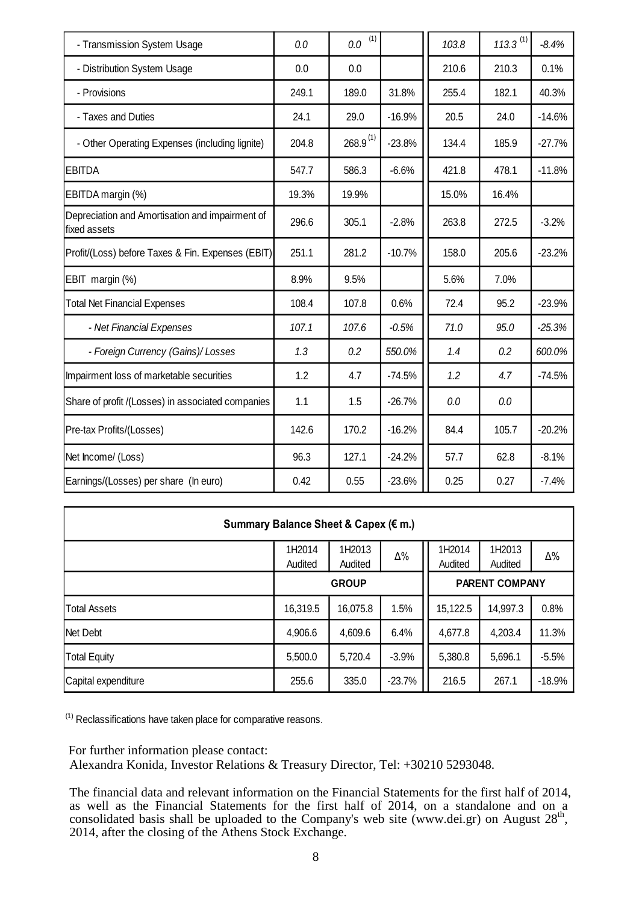| | | | | | | |
|---|---|---|---|---|---|---|
| - Transmission System Usage | *0.0* | *0.0* [1] | | *103.8* | *113.3* [1] | *-8.4%* |
| - Distribution System Usage | 0.0 | 0.0 | | 210.6 | 210.3 | 0.1% |
| - Provisions | 249.1 | 189.0 | 31.8% | 255.4 | 182.1 | 40.3% |
| - Taxes and Duties | 24.1 | 29.0 | -16.9% | 20.5 | 24.0 | -14.6% |
| - Other Operating Expenses (including lignite) | 204.8 | 268.9 [1] | -23.8% | 134.4 | 185.9 | -27.7% |
| EBITDA | 547.7 | 586.3 | -6.6% | 421.8 | 478.1 | -11.8% |
| EBITDA margin (%) | 19.3% | 19.9% | | 15.0% | 16.4% | |
| Depreciation and Amortisation and impairment of fixed assets | 296.6 | 305.1 | -2.8% | 263.8 | 272.5 | -3.2% |
| Profit/(Loss) before Taxes & Fin. Expenses (EBIT) | 251.1 | 281.2 | -10.7% | 158.0 | 205.6 | -23.2% |
| EBIT margin (%) | 8.9% | 9.5% | | 5.6% | 7.0% | |
| Total Net Financial Expenses | 108.4 | 107.8 | 0.6% | 72.4 | 95.2 | -23.9% |
| *- Net Financial Expenses* | *107.1* | *107.6* | *-0.5%* | *71.0* | *95.0* | *-25.3%* |
| *- Foreign Currency (Gains)/ Losses* | *1.3* | *0.2* | *550.0%* | *1.4* | *0.2* | *600.0%* |
| Impairment loss of marketable securities | 1.2 | 4.7 | -74.5% | *1.2* | *4.7* | -74.5% |
| Share of profit /(Losses) in associated companies | 1.1 | 1.5 | -26.7% | *0.0* | *0.0* | |
| Pre-tax Profits/(Losses) | 142.6 | 170.2 | -16.2% | 84.4 | 105.7 | -20.2% |
| Net Income/ (Loss) | 96.3 | 127.1 | -24.2% | 57.7 | 62.8 | -8.1% |
| Earnings/(Losses) per share (In euro) | 0.42 | 0.55 | -23.6% | 0.25 | 0.27 | -7.4% |

**Summary Balance Sheet & Capex (€ m.)**

| | 1H2014 Audited | 1H2013 Audited | Δ% | 1H2014 Audited | 1H2013 Audited | Δ% |
|---|---|---|---|---|---|---|
| | **GROUP** | | | **PARENT COMPANY** | | |
| Total Assets | 16,319.5 | 16,075.8 | 1.5% | 15,122.5 | 14,997.3 | 0.8% |
| Net Debt | 4,906.6 | 4,609.6 | 6.4% | 4,677.8 | 4,203.4 | 11.3% |
| Total Equity | 5,500.0 | 5,720.4 | -3.9% | 5,380.8 | 5,696.1 | -5.5% |
| Capital expenditure | 255.6 | 335.0 | -23.7% | 216.5 | 267.1 | -18.9% |

[1] Reclassifications have taken place for comparative reasons.

For further information please contact:
Alexandra Konida, Investor Relations & Treasury Director, Tel: +30210 5293048.

The financial data and relevant information on the Financial Statements for the first half of 2014, as well as the Financial Statements for the first half of 2014, on a standalone and on a consolidated basis shall be uploaded to the Company's web site (www.dei.gr) on August 28th, 2014, after the closing of the Athens Stock Exchange.